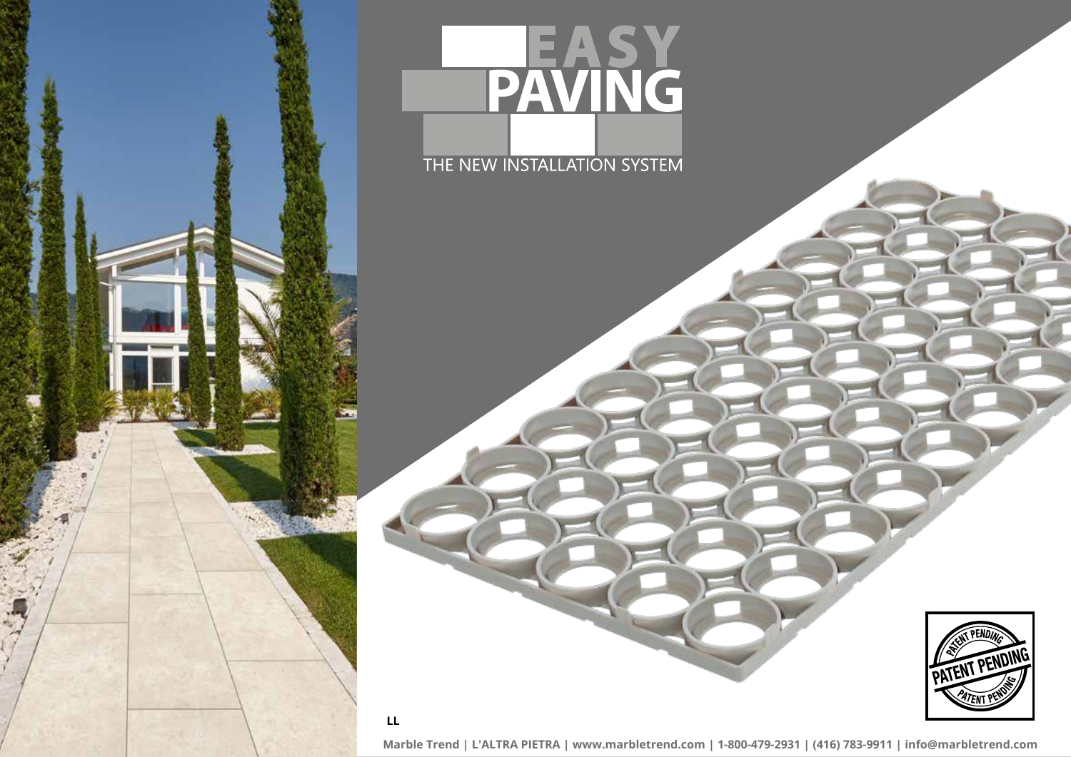# EASY PAVING

THE NEW INSTALLATION SYSTEM

PATENT PENDING

LL

Marble Trend | L'ALTRA PIETRA | www.marbletrend.com | 1-800-479-2931 | (416) 783-9911 | info@marbletrend.com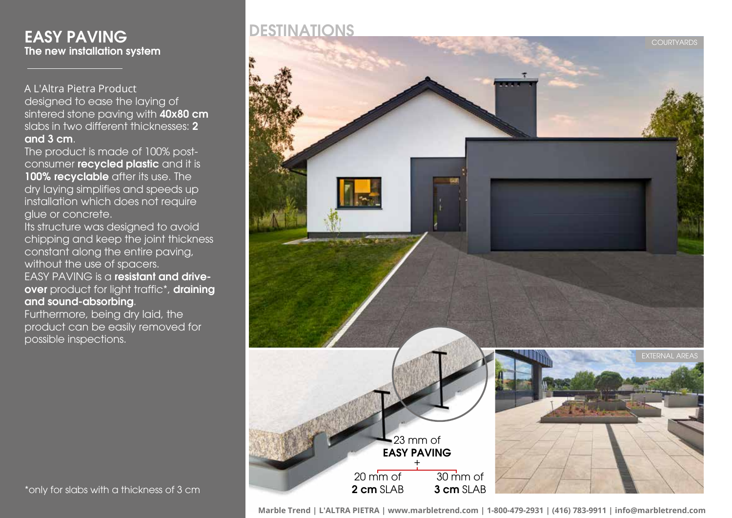# EASY PAVING

## The new installation system

A L'Altra Pietra Product designed to ease the laying of sintered stone paving with **40x80 cm** slabs in two different thicknesses: **2 and 3 cm**.
The product is made of 100% post-consumer **recycled plastic** and it is **100% recyclable** after its use. The dry laying simplifies and speeds up installation which does not require glue or concrete.
Its structure was designed to avoid chipping and keep the joint thickness constant along the entire paving, without the use of spacers.
EASY PAVING is a **resistant and drive-over** product for light traffic*, **draining and sound-absorbing**.
Furthermore, being dry laid, the product can be easily removed for possible inspections.

*only for slabs with a thickness of 3 cm

## DESTINATIONS

COURTYARDS

23 mm of
**EASY PAVING**
+
20 mm of **2 cm** SLAB
30 mm of **3 cm** SLAB

EXTERNAL AREAS

Marble Trend | L'ALTRA PIETRA | www.marbletrend.com | 1-800-479-2931 | (416) 783-9911 | info@marbletrend.com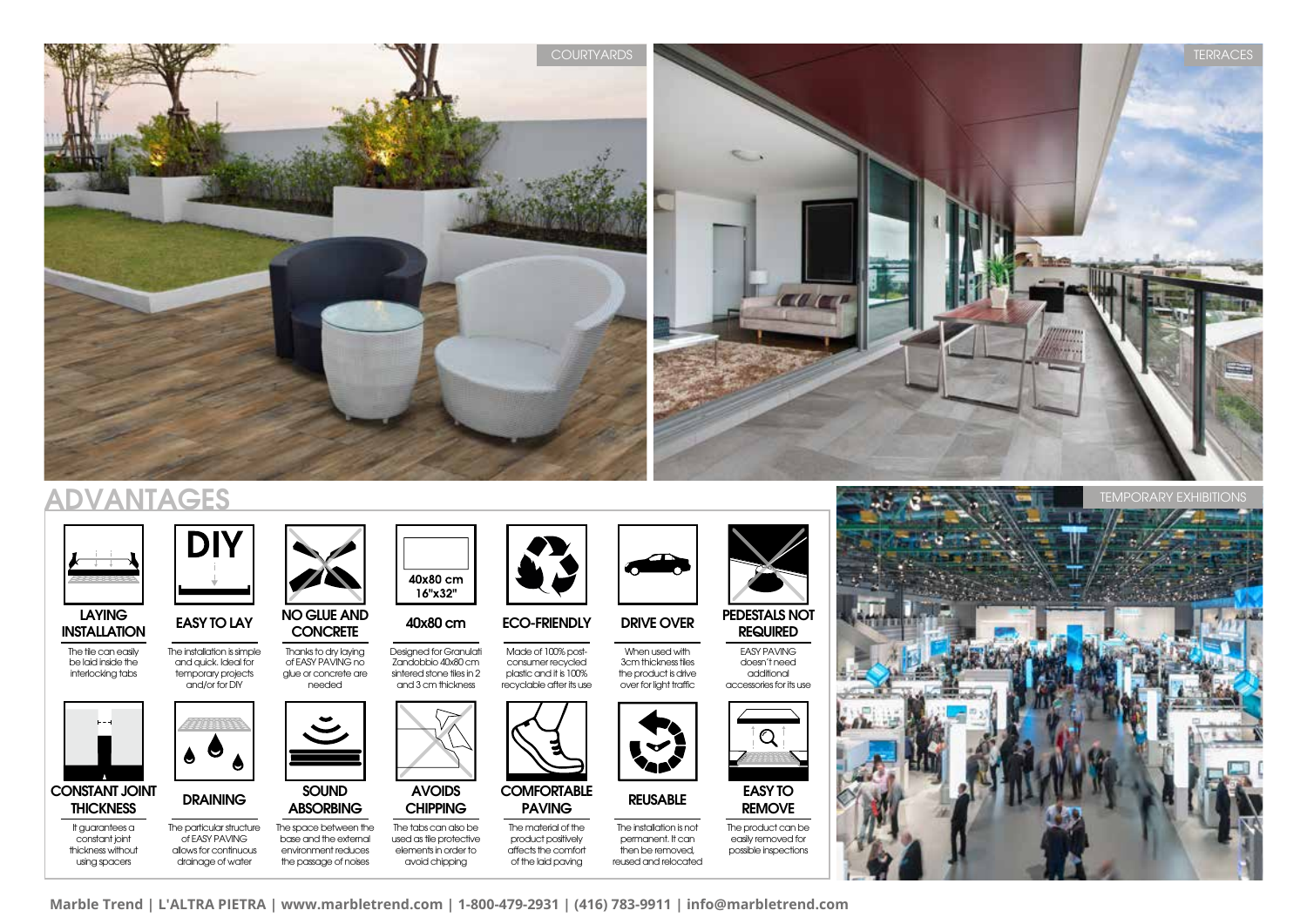COURTYARDS

TERRACES

## ADVANTAGES

**LAYING INSTALLATION**
The tile can easily be laid inside the interlocking tabs

**EASY TO LAY**
The installation is simple and quick. Ideal for temporary projects and/or for DIY

**NO GLUE AND CONCRETE**
Thanks to dry laying of EASY PAVING no glue or concrete are needed

**40x80 cm**
Designed for Granulati Zandobbio 40x80 cm sintered stone tiles in 2 and 3 cm thickness

**ECO-FRIENDLY**
Made of 100% post-consumer recycled plastic and it is 100% recyclable after its use

**DRIVE OVER**
When used with 3cm thickness tiles the product is drive over for light traffic

**PEDESTALS NOT REQUIRED**
EASY PAVING doesn't need additional accessories for its use

**CONSTANT JOINT THICKNESS**
It guarantees a constant joint thickness without using spacers

**DRAINING**
The particular structure of EASY PAVING allows for continuous drainage of water

**SOUND ABSORBING**
The space between the base and the external environment reduces the passage of noises

**AVOIDS CHIPPING**
The tabs can also be used as tile protective elements in order to avoid chipping

**COMFORTABLE PAVING**
The material of the product positively affects the comfort of the laid paving

**REUSABLE**
The installation is not permanent. It can then be removed, reused and relocated

**EASY TO REMOVE**
The product can be easily removed for possible inspections

TEMPORARY EXHIBITIONS

Marble Trend | L'ALTRA PIETRA | www.marbletrend.com | 1-800-479-2931 | (416) 783-9911 | info@marbletrend.com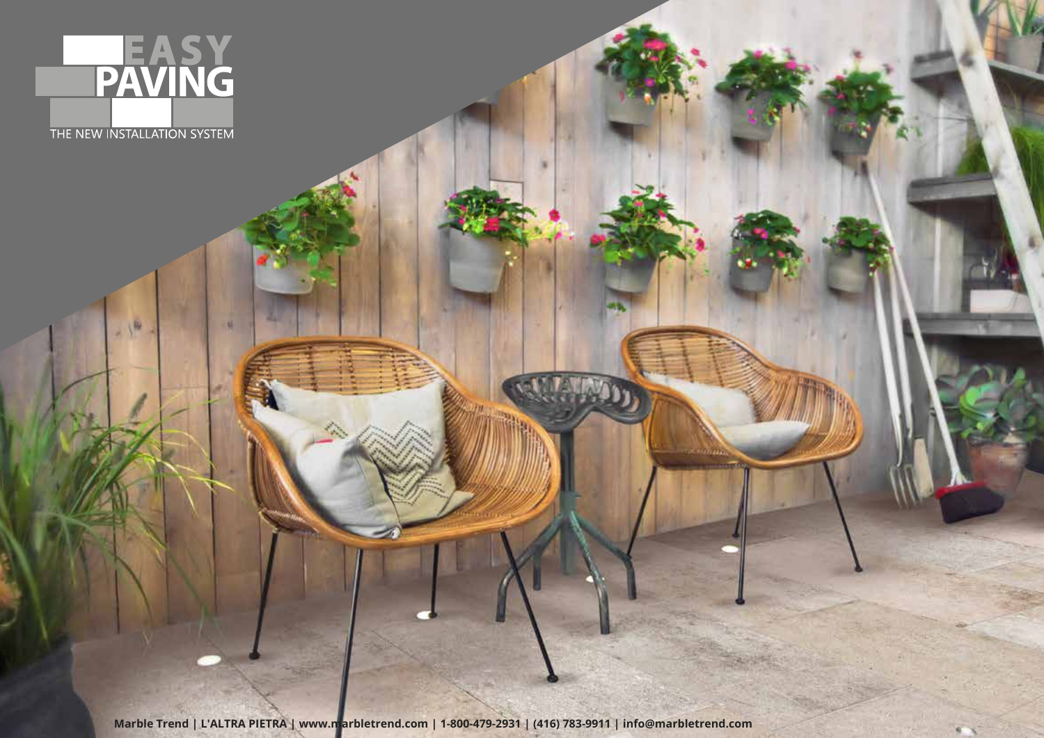# EASY PAVING

THE NEW INSTALLATION SYSTEM

Marble Trend | L'ALTRA PIETRA | www.marbletrend.com | 1-800-479-2931 | (416) 783-9911 | info@marbletrend.com